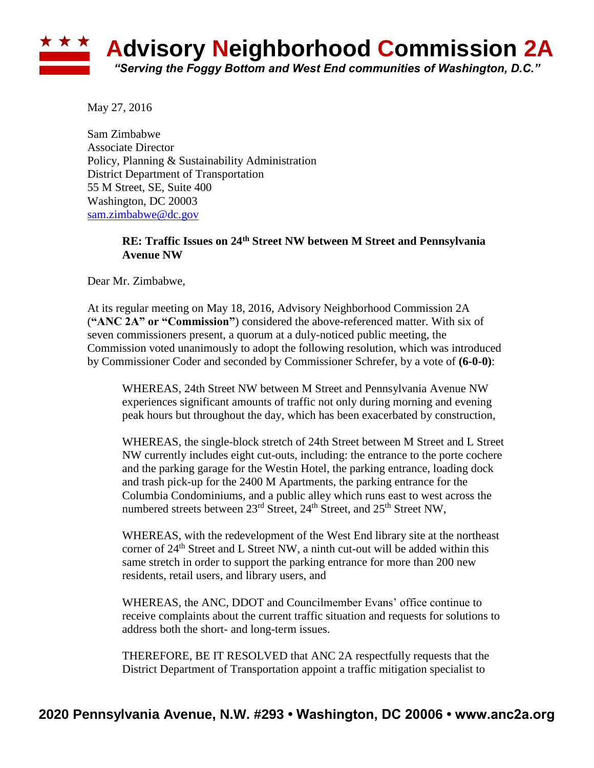# Advisory Neighborhood Commission 2A

*"Serving the Foggy Bottom and West End communities of Washington, D.C."*

May 27, 2016

Sam Zimbabwe
Associate Director
Policy, Planning & Sustainability Administration
District Department of Transportation
55 M Street, SE, Suite 400
Washington, DC 20003
sam.zimbabwe@dc.gov

**RE: Traffic Issues on 24th Street NW between M Street and Pennsylvania Avenue NW**

Dear Mr. Zimbabwe,

At its regular meeting on May 18, 2016, Advisory Neighborhood Commission 2A (**"ANC 2A" or "Commission"**) considered the above-referenced matter. With six of seven commissioners present, a quorum at a duly-noticed public meeting, the Commission voted unanimously to adopt the following resolution, which was introduced by Commissioner Coder and seconded by Commissioner Schrefer, by a vote of **(6-0-0)**:

> WHEREAS, 24th Street NW between M Street and Pennsylvania Avenue NW experiences significant amounts of traffic not only during morning and evening peak hours but throughout the day, which has been exacerbated by construction,
>
> WHEREAS, the single-block stretch of 24th Street between M Street and L Street NW currently includes eight cut-outs, including: the entrance to the porte cochere and the parking garage for the Westin Hotel, the parking entrance, loading dock and trash pick-up for the 2400 M Apartments, the parking entrance for the Columbia Condominiums, and a public alley which runs east to west across the numbered streets between 23rd Street, 24th Street, and 25th Street NW,
>
> WHEREAS, with the redevelopment of the West End library site at the northeast corner of 24th Street and L Street NW, a ninth cut-out will be added within this same stretch in order to support the parking entrance for more than 200 new residents, retail users, and library users, and
>
> WHEREAS, the ANC, DDOT and Councilmember Evans' office continue to receive complaints about the current traffic situation and requests for solutions to address both the short- and long-term issues.
>
> THEREFORE, BE IT RESOLVED that ANC 2A respectfully requests that the District Department of Transportation appoint a traffic mitigation specialist to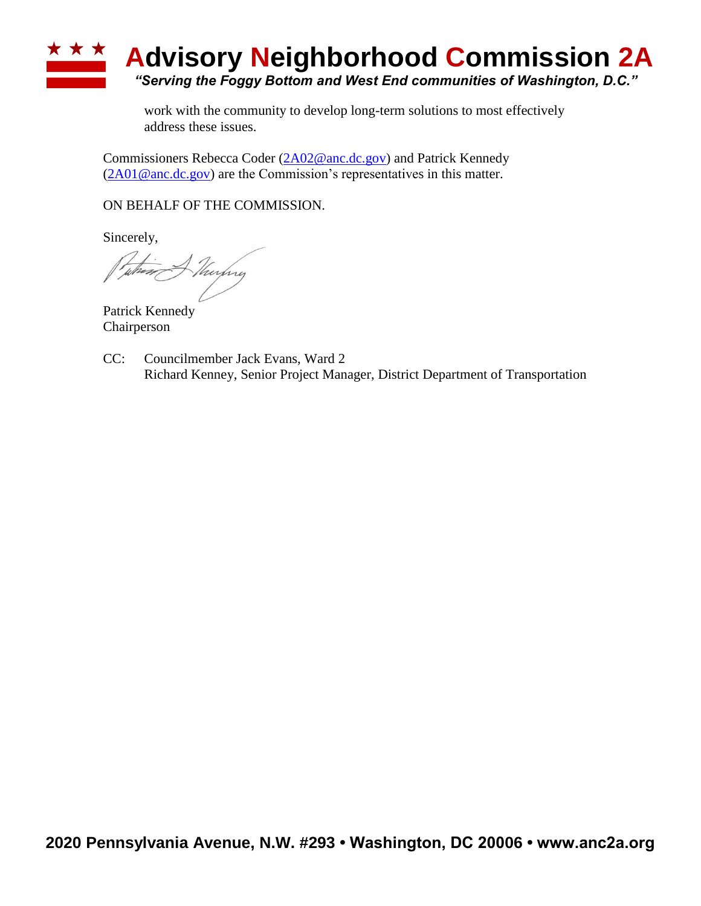work with the community to develop long-term solutions to most effectively address these issues.

Commissioners Rebecca Coder (2A02@anc.dc.gov) and Patrick Kennedy (2A01@anc.dc.gov) are the Commission's representatives in this matter.

ON BEHALF OF THE COMMISSION.

Sincerely,

Patrick Kennedy
Chairperson

CC: Councilmember Jack Evans, Ward 2
Richard Kenney, Senior Project Manager, District Department of Transportation